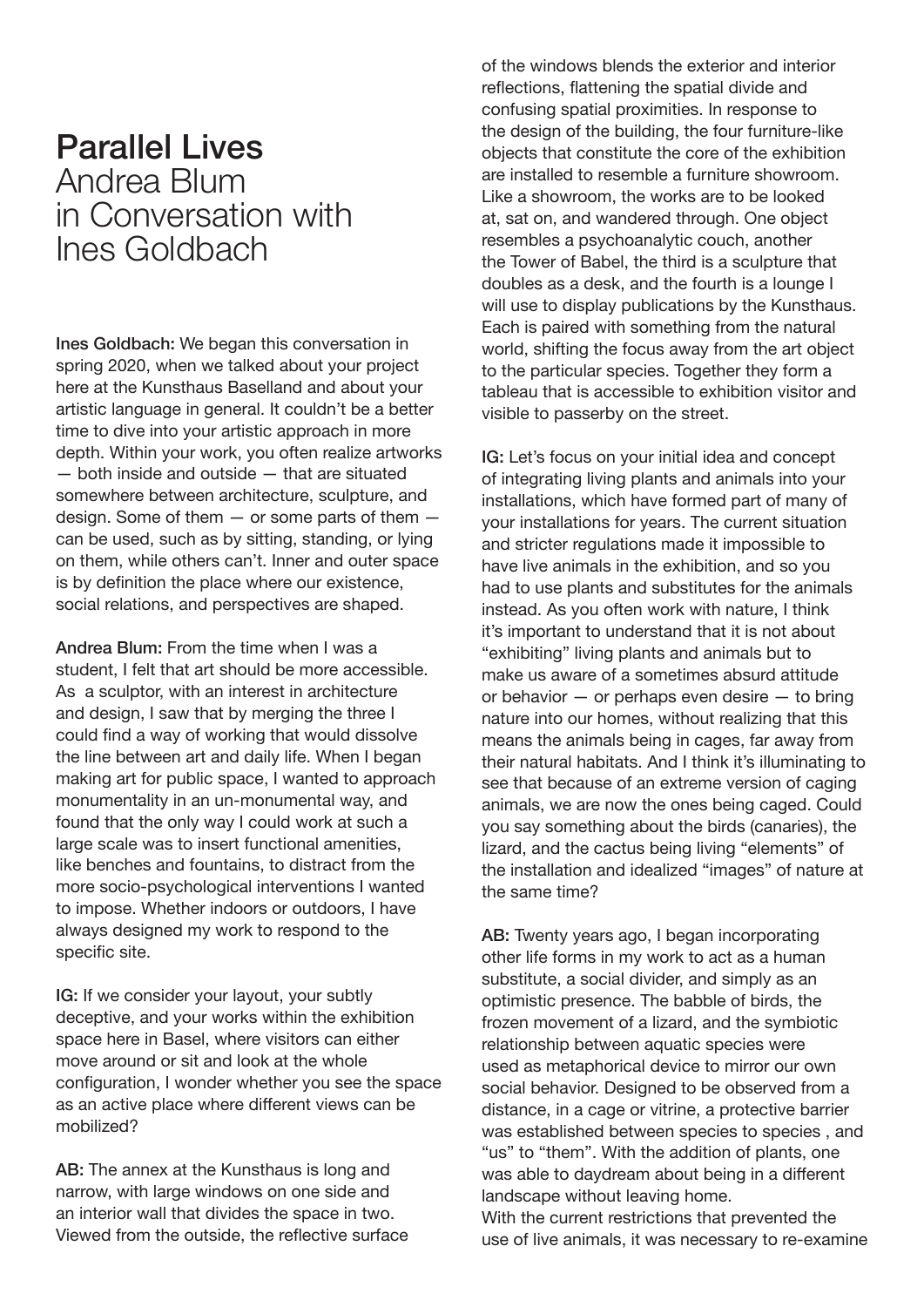# Parallel Lives
## Andrea Blum in Conversation with Ines Goldbach

**Ines Goldbach:** We began this conversation in spring 2020, when we talked about your project here at the Kunsthaus Baselland and about your artistic language in general. It couldn't be a better time to dive into your artistic approach in more depth. Within your work, you often realize artworks — both inside and outside — that are situated somewhere between architecture, sculpture, and design. Some of them — or some parts of them — can be used, such as by sitting, standing, or lying on them, while others can't. Inner and outer space is by definition the place where our existence, social relations, and perspectives are shaped.

**Andrea Blum:** From the time when I was a student, I felt that art should be more accessible. As a sculptor, with an interest in architecture and design, I saw that by merging the three I could find a way of working that would dissolve the line between art and daily life. When I began making art for public space, I wanted to approach monumentality in an un-monumental way, and found that the only way I could work at such a large scale was to insert functional amenities, like benches and fountains, to distract from the more socio-psychological interventions I wanted to impose. Whether indoors or outdoors, I have always designed my work to respond to the specific site.

**IG:** If we consider your layout, your subtly deceptive, and your works within the exhibition space here in Basel, where visitors can either move around or sit and look at the whole configuration, I wonder whether you see the space as an active place where different views can be mobilized?

**AB:** The annex at the Kunsthaus is long and narrow, with large windows on one side and an interior wall that divides the space in two. Viewed from the outside, the reflective surface of the windows blends the exterior and interior reflections, flattening the spatial divide and confusing spatial proximities. In response to the design of the building, the four furniture-like objects that constitute the core of the exhibition are installed to resemble a furniture showroom. Like a showroom, the works are to be looked at, sat on, and wandered through. One object resembles a psychoanalytic couch, another the Tower of Babel, the third is a sculpture that doubles as a desk, and the fourth is a lounge I will use to display publications by the Kunsthaus. Each is paired with something from the natural world, shifting the focus away from the art object to the particular species. Together they form a tableau that is accessible to exhibition visitor and visible to passerby on the street.

**IG:** Let's focus on your initial idea and concept of integrating living plants and animals into your installations, which have formed part of many of your installations for years. The current situation and stricter regulations made it impossible to have live animals in the exhibition, and so you had to use plants and substitutes for the animals instead. As you often work with nature, I think it's important to understand that it is not about "exhibiting" living plants and animals but to make us aware of a sometimes absurd attitude or behavior — or perhaps even desire — to bring nature into our homes, without realizing that this means the animals being in cages, far away from their natural habitats. And I think it's illuminating to see that because of an extreme version of caging animals, we are now the ones being caged. Could you say something about the birds (canaries), the lizard, and the cactus being living "elements" of the installation and idealized "images" of nature at the same time?

**AB:** Twenty years ago, I began incorporating other life forms in my work to act as a human substitute, a social divider, and simply as an optimistic presence. The babble of birds, the frozen movement of a lizard, and the symbiotic relationship between aquatic species were used as metaphorical device to mirror our own social behavior. Designed to be observed from a distance, in a cage or vitrine, a protective barrier was established between species to species , and "us" to "them". With the addition of plants, one was able to daydream about being in a different landscape without leaving home.
With the current restrictions that prevented the use of live animals, it was necessary to re-examine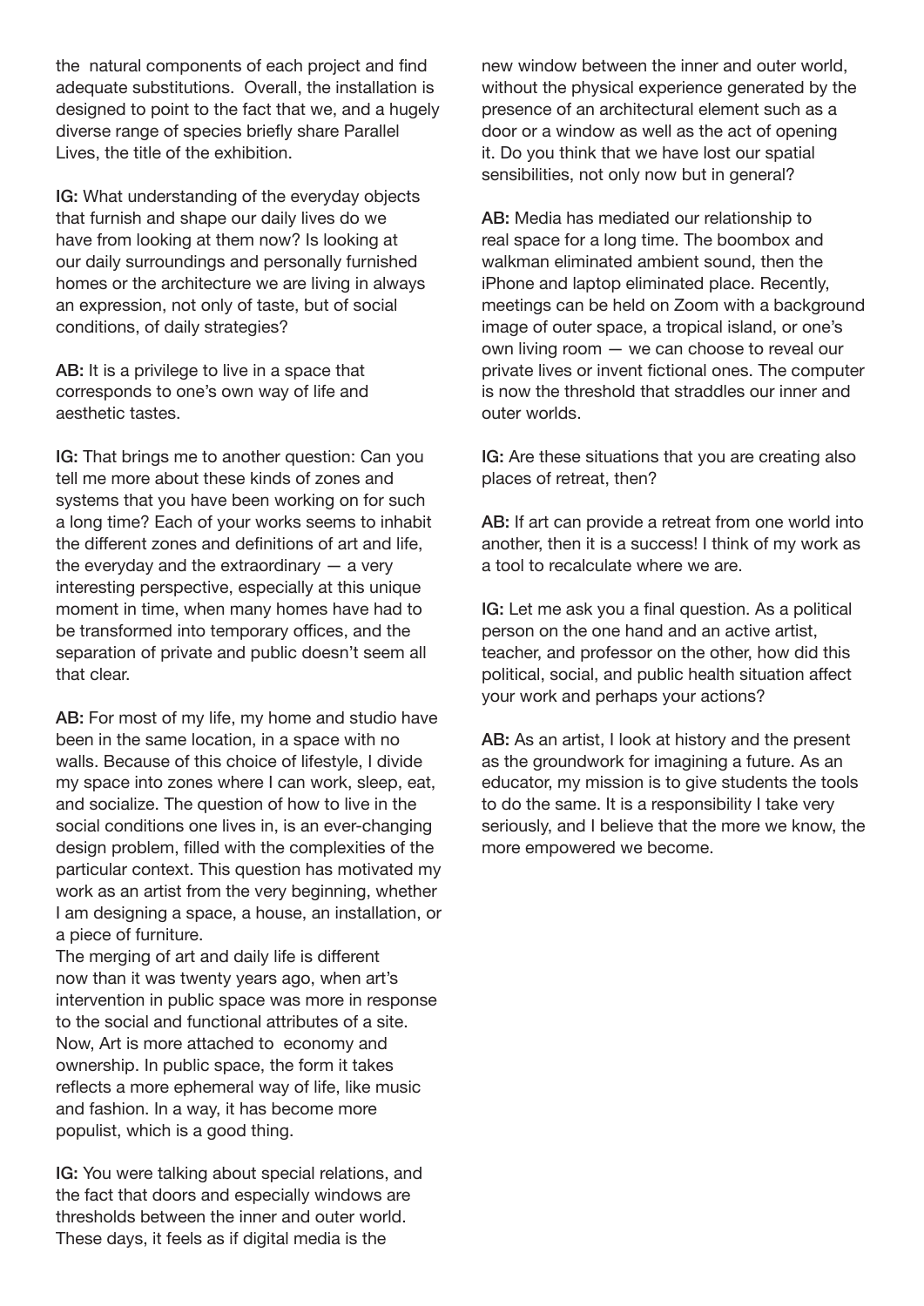the natural components of each project and find adequate substitutions. Overall, the installation is designed to point to the fact that we, and a hugely diverse range of species briefly share Parallel Lives, the title of the exhibition.

**IG:** What understanding of the everyday objects that furnish and shape our daily lives do we have from looking at them now? Is looking at our daily surroundings and personally furnished homes or the architecture we are living in always an expression, not only of taste, but of social conditions, of daily strategies?

**AB:** It is a privilege to live in a space that corresponds to one's own way of life and aesthetic tastes.

**IG:** That brings me to another question: Can you tell me more about these kinds of zones and systems that you have been working on for such a long time? Each of your works seems to inhabit the different zones and definitions of art and life, the everyday and the extraordinary — a very interesting perspective, especially at this unique moment in time, when many homes have had to be transformed into temporary offices, and the separation of private and public doesn't seem all that clear.

**AB:** For most of my life, my home and studio have been in the same location, in a space with no walls. Because of this choice of lifestyle, I divide my space into zones where I can work, sleep, eat, and socialize. The question of how to live in the social conditions one lives in, is an ever-changing design problem, filled with the complexities of the particular context. This question has motivated my work as an artist from the very beginning, whether I am designing a space, a house, an installation, or a piece of furniture.
The merging of art and daily life is different now than it was twenty years ago, when art's intervention in public space was more in response to the social and functional attributes of a site. Now, Art is more attached to economy and ownership. In public space, the form it takes reflects a more ephemeral way of life, like music and fashion. In a way, it has become more populist, which is a good thing.

**IG:** You were talking about special relations, and the fact that doors and especially windows are thresholds between the inner and outer world. These days, it feels as if digital media is the new window between the inner and outer world, without the physical experience generated by the presence of an architectural element such as a door or a window as well as the act of opening it. Do you think that we have lost our spatial sensibilities, not only now but in general?

**AB:** Media has mediated our relationship to real space for a long time. The boombox and walkman eliminated ambient sound, then the iPhone and laptop eliminated place. Recently, meetings can be held on Zoom with a background image of outer space, a tropical island, or one's own living room — we can choose to reveal our private lives or invent fictional ones. The computer is now the threshold that straddles our inner and outer worlds.

**IG:** Are these situations that you are creating also places of retreat, then?

**AB:** If art can provide a retreat from one world into another, then it is a success! I think of my work as a tool to recalculate where we are.

**IG:** Let me ask you a final question. As a political person on the one hand and an active artist, teacher, and professor on the other, how did this political, social, and public health situation affect your work and perhaps your actions?

**AB:** As an artist, I look at history and the present as the groundwork for imagining a future. As an educator, my mission is to give students the tools to do the same. It is a responsibility I take very seriously, and I believe that the more we know, the more empowered we become.